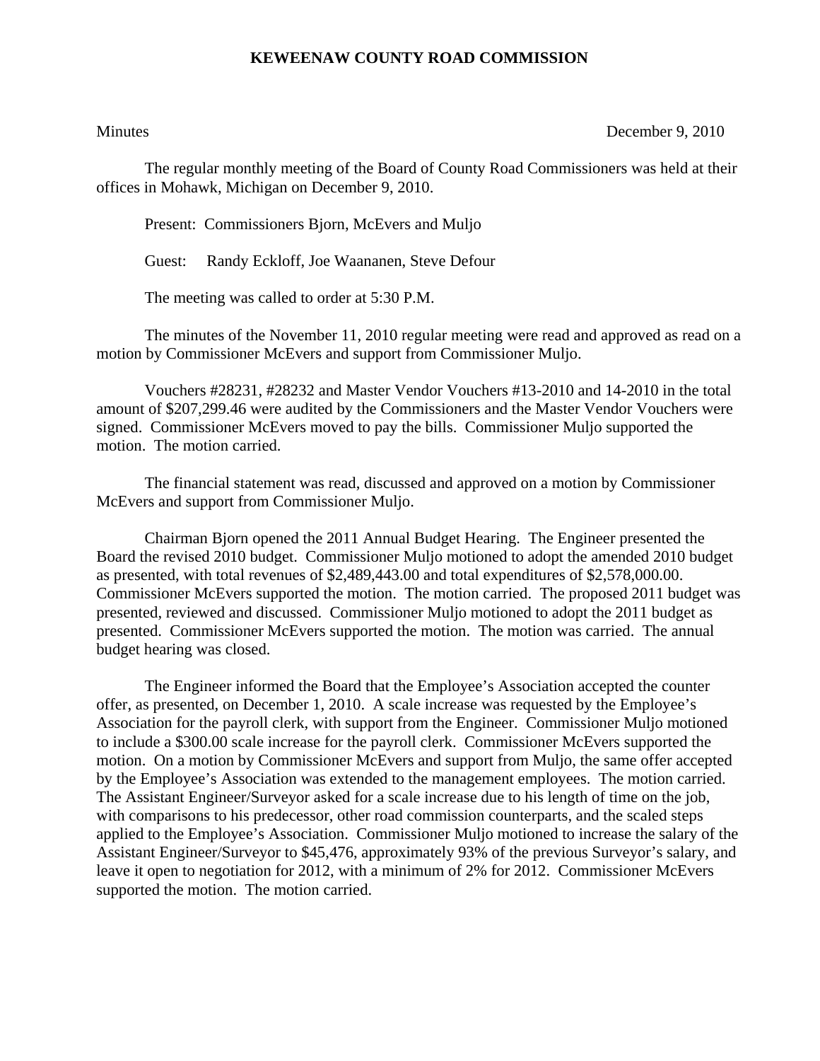# KEWEENAW COUNTY ROAD COMMISSION

Minutes December 9, 2010

The regular monthly meeting of the Board of County Road Commissioners was held at their offices in Mohawk, Michigan on December 9, 2010.

Present: Commissioners Bjorn, McEvers and Muljo

Guest: Randy Eckloff, Joe Waananen, Steve Defour

The meeting was called to order at 5:30 P.M.

The minutes of the November 11, 2010 regular meeting were read and approved as read on a motion by Commissioner McEvers and support from Commissioner Muljo.

Vouchers #28231, #28232 and Master Vendor Vouchers #13-2010 and 14-2010 in the total amount of $207,299.46 were audited by the Commissioners and the Master Vendor Vouchers were signed. Commissioner McEvers moved to pay the bills. Commissioner Muljo supported the motion. The motion carried.

The financial statement was read, discussed and approved on a motion by Commissioner McEvers and support from Commissioner Muljo.

Chairman Bjorn opened the 2011 Annual Budget Hearing. The Engineer presented the Board the revised 2010 budget. Commissioner Muljo motioned to adopt the amended 2010 budget as presented, with total revenues of $2,489,443.00 and total expenditures of $2,578,000.00. Commissioner McEvers supported the motion. The motion carried. The proposed 2011 budget was presented, reviewed and discussed. Commissioner Muljo motioned to adopt the 2011 budget as presented. Commissioner McEvers supported the motion. The motion was carried. The annual budget hearing was closed.

The Engineer informed the Board that the Employee's Association accepted the counter offer, as presented, on December 1, 2010. A scale increase was requested by the Employee's Association for the payroll clerk, with support from the Engineer. Commissioner Muljo motioned to include a $300.00 scale increase for the payroll clerk. Commissioner McEvers supported the motion. On a motion by Commissioner McEvers and support from Muljo, the same offer accepted by the Employee's Association was extended to the management employees. The motion carried. The Assistant Engineer/Surveyor asked for a scale increase due to his length of time on the job, with comparisons to his predecessor, other road commission counterparts, and the scaled steps applied to the Employee's Association. Commissioner Muljo motioned to increase the salary of the Assistant Engineer/Surveyor to $45,476, approximately 93% of the previous Surveyor's salary, and leave it open to negotiation for 2012, with a minimum of 2% for 2012. Commissioner McEvers supported the motion. The motion carried.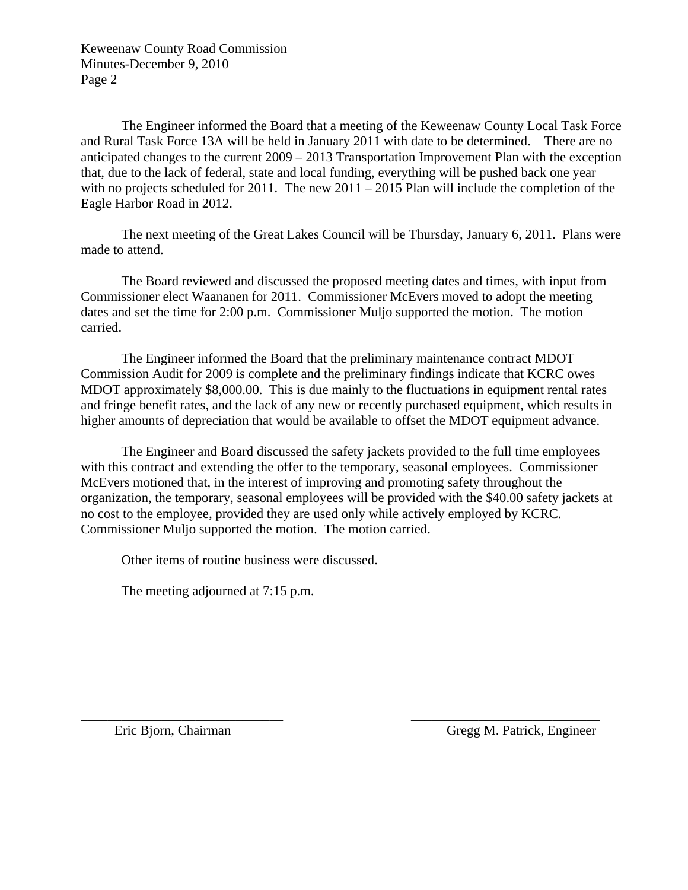The Engineer informed the Board that a meeting of the Keweenaw County Local Task Force and Rural Task Force 13A will be held in January 2011 with date to be determined. There are no anticipated changes to the current 2009 – 2013 Transportation Improvement Plan with the exception that, due to the lack of federal, state and local funding, everything will be pushed back one year with no projects scheduled for 2011. The new 2011 – 2015 Plan will include the completion of the Eagle Harbor Road in 2012.

The next meeting of the Great Lakes Council will be Thursday, January 6, 2011. Plans were made to attend.

The Board reviewed and discussed the proposed meeting dates and times, with input from Commissioner elect Waananen for 2011. Commissioner McEvers moved to adopt the meeting dates and set the time for 2:00 p.m. Commissioner Muljo supported the motion. The motion carried.

The Engineer informed the Board that the preliminary maintenance contract MDOT Commission Audit for 2009 is complete and the preliminary findings indicate that KCRC owes MDOT approximately $8,000.00. This is due mainly to the fluctuations in equipment rental rates and fringe benefit rates, and the lack of any new or recently purchased equipment, which results in higher amounts of depreciation that would be available to offset the MDOT equipment advance.

The Engineer and Board discussed the safety jackets provided to the full time employees with this contract and extending the offer to the temporary, seasonal employees. Commissioner McEvers motioned that, in the interest of improving and promoting safety throughout the organization, the temporary, seasonal employees will be provided with the $40.00 safety jackets at no cost to the employee, provided they are used only while actively employed by KCRC. Commissioner Muljo supported the motion. The motion carried.

Other items of routine business were discussed.

The meeting adjourned at 7:15 p.m.

\_\_\_\_\_\_\_\_\_\_\_\_\_\_\_\_\_\_\_\_\_\_\_\_\_\_\_\_\_\_ \_\_\_\_\_\_\_\_\_\_\_\_\_\_\_\_\_\_\_\_\_\_\_\_\_\_\_\_\_\_

Eric Bjorn, Chairman Gregg M. Patrick, Engineer